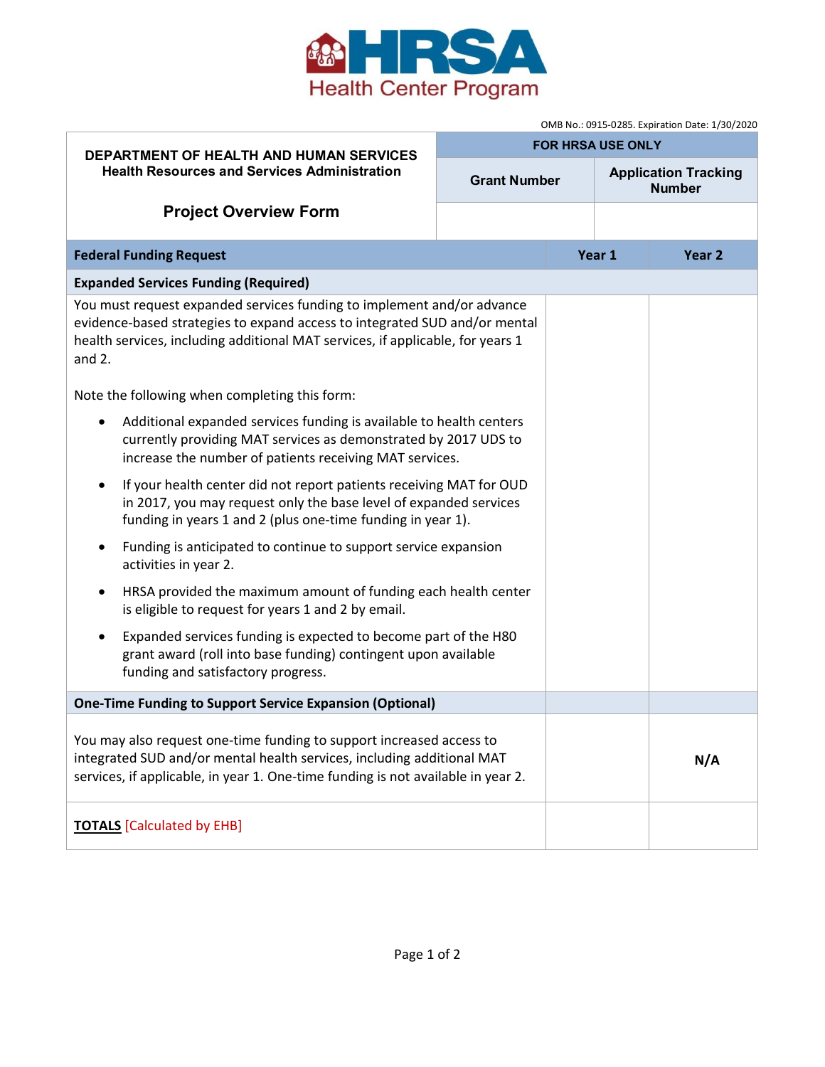HRSA Health Center Program

OMB No.: 0915-0285. Expiration Date: 1/30/2020

| **DEPARTMENT OF HEALTH AND HUMAN SERVICES**<br>**Health Resources and Services Administration**<br><br>**Project Overview Form** | **FOR HRSA USE ONLY** | |
|---|---|---|
| | **Grant Number** | **Application Tracking Number** |
| | | |

| **Federal Funding Request** | **Year 1** | **Year 2** |
|---|---|---|
| **Expanded Services Funding (Required)** | | |
| You must request expanded services funding to implement and/or advance evidence-based strategies to expand access to integrated SUD and/or mental health services, including additional MAT services, if applicable, for years 1 and 2.<br><br>Note the following when completing this form:<br>• Additional expanded services funding is available to health centers currently providing MAT services as demonstrated by 2017 UDS to increase the number of patients receiving MAT services.<br>• If your health center did not report patients receiving MAT for OUD in 2017, you may request only the base level of expanded services funding in years 1 and 2 (plus one-time funding in year 1).<br>• Funding is anticipated to continue to support service expansion activities in year 2.<br>• HRSA provided the maximum amount of funding each health center is eligible to request for years 1 and 2 by email.<br>• Expanded services funding is expected to become part of the H80 grant award (roll into base funding) contingent upon available funding and satisfactory progress. | | |
| **One-Time Funding to Support Service Expansion (Optional)** | | |
| You may also request one-time funding to support increased access to integrated SUD and/or mental health services, including additional MAT services, if applicable, in year 1. One-time funding is not available in year 2. | | **N/A** |
| **TOTALS** [Calculated by EHB] | | |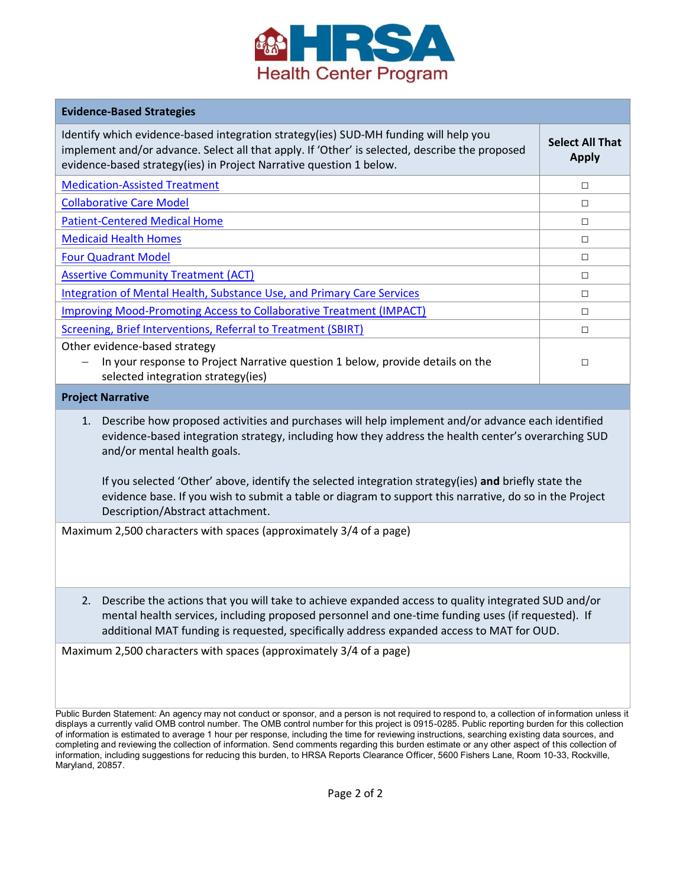HRSA Health Center Program

| Evidence-Based Strategies | |
|---|---|
| Identify which evidence-based integration strategy(ies) SUD-MH funding will help you implement and/or advance. Select all that apply. If 'Other' is selected, describe the proposed evidence-based strategy(ies) in Project Narrative question 1 below. | **Select All That Apply** |
| Medication-Assisted Treatment | ☐ |
| Collaborative Care Model | ☐ |
| Patient-Centered Medical Home | ☐ |
| Medicaid Health Homes | ☐ |
| Four Quadrant Model | ☐ |
| Assertive Community Treatment (ACT) | ☐ |
| Integration of Mental Health, Substance Use, and Primary Care Services | ☐ |
| Improving Mood-Promoting Access to Collaborative Treatment (IMPACT) | ☐ |
| Screening, Brief Interventions, Referral to Treatment (SBIRT) | ☐ |
| Other evidence-based strategy<br>– In your response to Project Narrative question 1 below, provide details on the selected integration strategy(ies) | ☐ |

**Project Narrative**

1. Describe how proposed activities and purchases will help implement and/or advance each identified evidence-based integration strategy, including how they address the health center's overarching SUD and/or mental health goals.

   If you selected 'Other' above, identify the selected integration strategy(ies) **and** briefly state the evidence base. If you wish to submit a table or diagram to support this narrative, do so in the Project Description/Abstract attachment.

Maximum 2,500 characters with spaces (approximately 3/4 of a page)

2. Describe the actions that you will take to achieve expanded access to quality integrated SUD and/or mental health services, including proposed personnel and one-time funding uses (if requested). If additional MAT funding is requested, specifically address expanded access to MAT for OUD.

Maximum 2,500 characters with spaces (approximately 3/4 of a page)

Public Burden Statement: An agency may not conduct or sponsor, and a person is not required to respond to, a collection of information unless it displays a currently valid OMB control number. The OMB control number for this project is 0915-0285. Public reporting burden for this collection of information is estimated to average 1 hour per response, including the time for reviewing instructions, searching existing data sources, and completing and reviewing the collection of information. Send comments regarding this burden estimate or any other aspect of this collection of information, including suggestions for reducing this burden, to HRSA Reports Clearance Officer, 5600 Fishers Lane, Room 10-33, Rockville, Maryland, 20857.